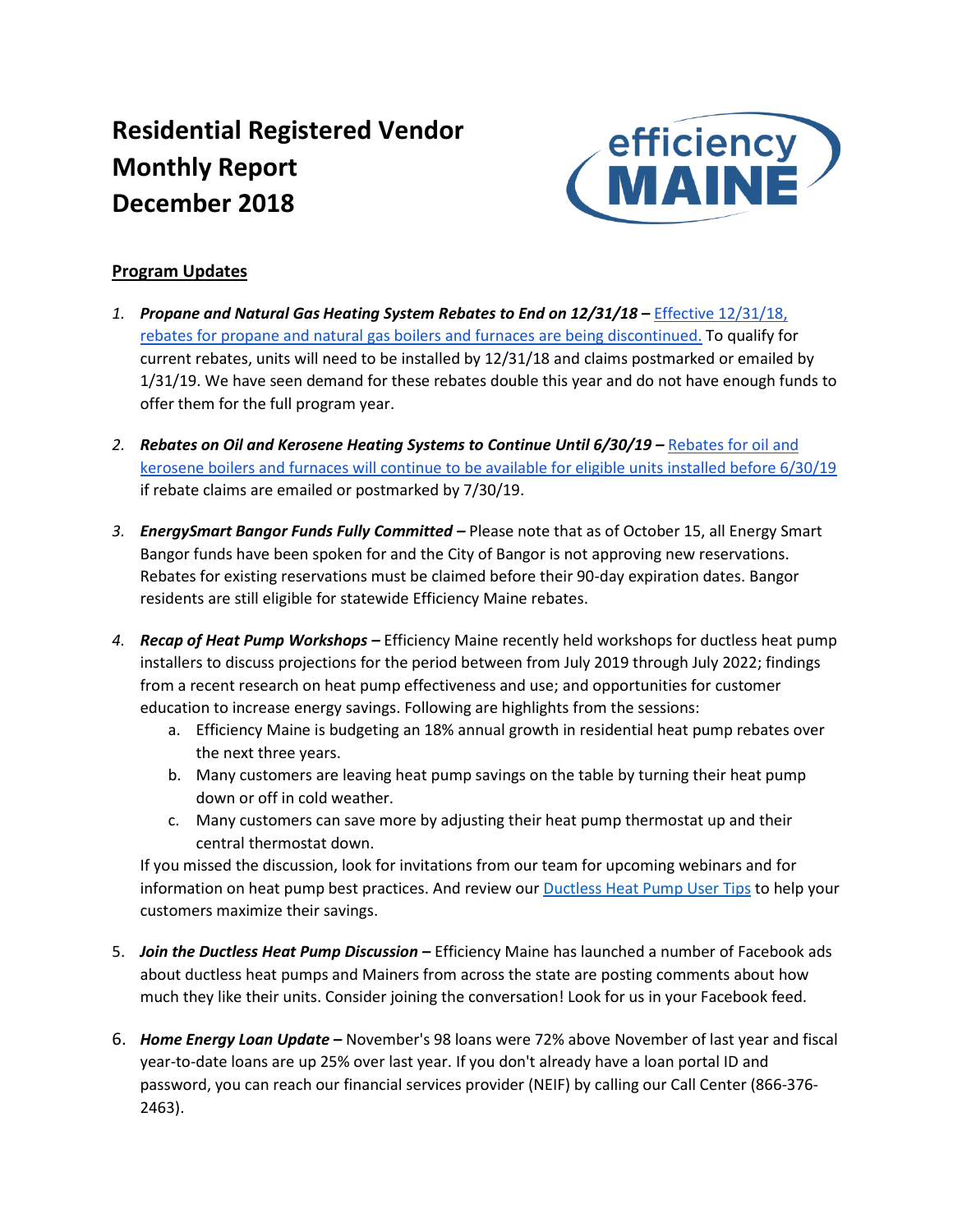# Residential Registered Vendor Monthly Report December 2018

## Program Updates

1. ***Propane and Natural Gas Heating System Rebates to End on 12/31/18 –*** Effective 12/31/18, rebates for propane and natural gas boilers and furnaces are being discontinued. To qualify for current rebates, units will need to be installed by 12/31/18 and claims postmarked or emailed by 1/31/19. We have seen demand for these rebates double this year and do not have enough funds to offer them for the full program year.

2. ***Rebates on Oil and Kerosene Heating Systems to Continue Until 6/30/19 –*** Rebates for oil and kerosene boilers and furnaces will continue to be available for eligible units installed before 6/30/19 if rebate claims are emailed or postmarked by 7/30/19.

3. ***EnergySmart Bangor Funds Fully Committed –*** Please note that as of October 15, all Energy Smart Bangor funds have been spoken for and the City of Bangor is not approving new reservations. Rebates for existing reservations must be claimed before their 90-day expiration dates. Bangor residents are still eligible for statewide Efficiency Maine rebates.

4. ***Recap of Heat Pump Workshops –*** Efficiency Maine recently held workshops for ductless heat pump installers to discuss projections for the period between from July 2019 through July 2022; findings from a recent research on heat pump effectiveness and use; and opportunities for customer education to increase energy savings. Following are highlights from the sessions:
   a. Efficiency Maine is budgeting an 18% annual growth in residential heat pump rebates over the next three years.
   b. Many customers are leaving heat pump savings on the table by turning their heat pump down or off in cold weather.
   c. Many customers can save more by adjusting their heat pump thermostat up and their central thermostat down.

   If you missed the discussion, look for invitations from our team for upcoming webinars and for information on heat pump best practices. And review our Ductless Heat Pump User Tips to help your customers maximize their savings.

5. ***Join the Ductless Heat Pump Discussion –*** Efficiency Maine has launched a number of Facebook ads about ductless heat pumps and Mainers from across the state are posting comments about how much they like their units. Consider joining the conversation! Look for us in your Facebook feed.

6. ***Home Energy Loan Update –*** November's 98 loans were 72% above November of last year and fiscal year-to-date loans are up 25% over last year. If you don't already have a loan portal ID and password, you can reach our financial services provider (NEIF) by calling our Call Center (866-376-2463).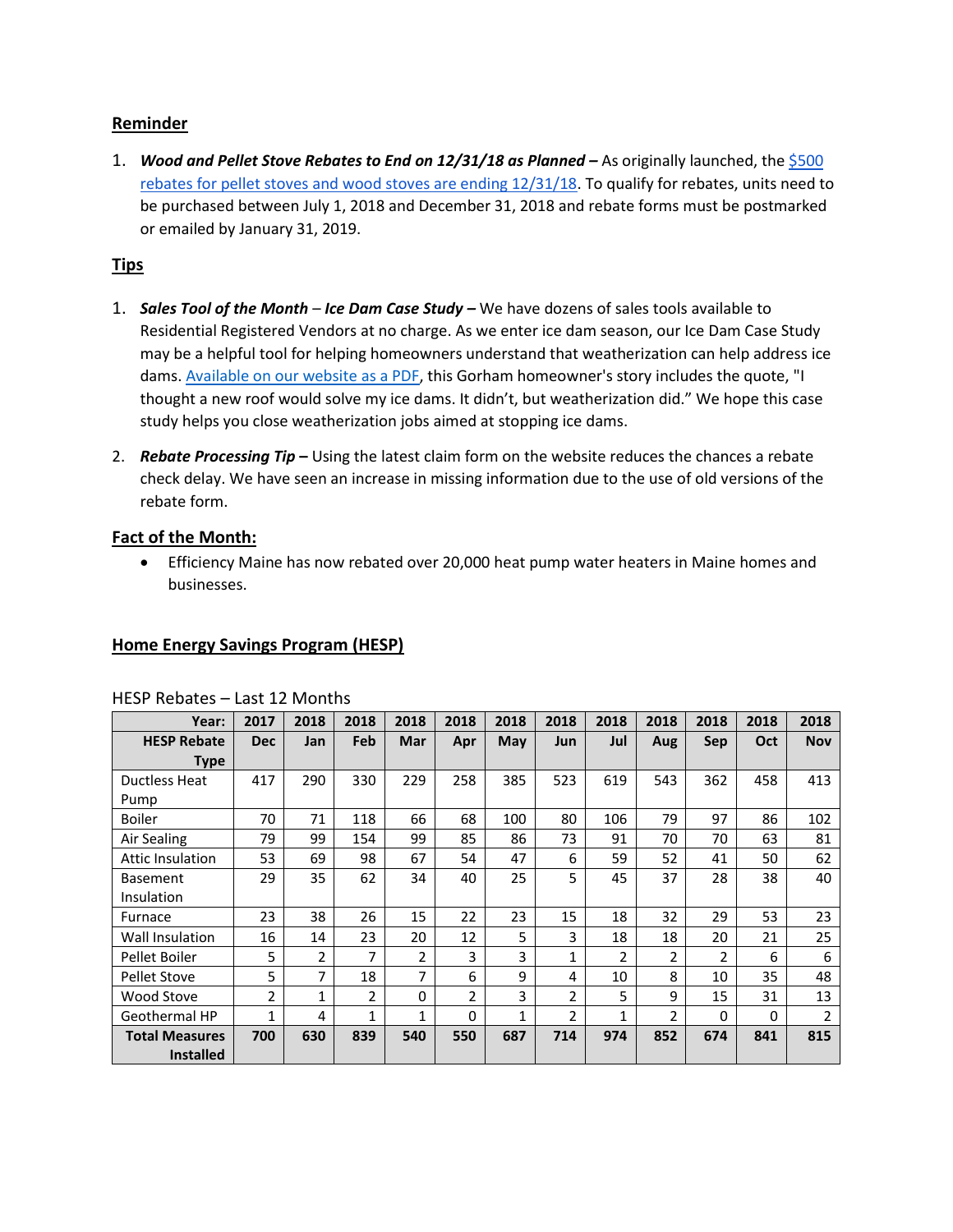## Reminder

1. ***Wood and Pellet Stove Rebates to End on 12/31/18 as Planned –*** As originally launched, the $500 rebates for pellet stoves and wood stoves are ending 12/31/18. To qualify for rebates, units need to be purchased between July 1, 2018 and December 31, 2018 and rebate forms must be postmarked or emailed by January 31, 2019.

## Tips

1. ***Sales Tool of the Month – Ice Dam Case Study –*** We have dozens of sales tools available to Residential Registered Vendors at no charge. As we enter ice dam season, our Ice Dam Case Study may be a helpful tool for helping homeowners understand that weatherization can help address ice dams. Available on our website as a PDF, this Gorham homeowner's story includes the quote, "I thought a new roof would solve my ice dams. It didn't, but weatherization did." We hope this case study helps you close weatherization jobs aimed at stopping ice dams.
2. ***Rebate Processing Tip –*** Using the latest claim form on the website reduces the chances a rebate check delay. We have seen an increase in missing information due to the use of old versions of the rebate form.

## Fact of the Month:

- Efficiency Maine has now rebated over 20,000 heat pump water heaters in Maine homes and businesses.

## Home Energy Savings Program (HESP)

HESP Rebates – Last 12 Months

| Year: | 2017 | 2018 | 2018 | 2018 | 2018 | 2018 | 2018 | 2018 | 2018 | 2018 | 2018 | 2018 |
|---|---|---|---|---|---|---|---|---|---|---|---|---|
| **HESP Rebate Type** | **Dec** | **Jan** | **Feb** | **Mar** | **Apr** | **May** | **Jun** | **Jul** | **Aug** | **Sep** | **Oct** | **Nov** |
| Ductless Heat Pump | 417 | 290 | 330 | 229 | 258 | 385 | 523 | 619 | 543 | 362 | 458 | 413 |
| Boiler | 70 | 71 | 118 | 66 | 68 | 100 | 80 | 106 | 79 | 97 | 86 | 102 |
| Air Sealing | 79 | 99 | 154 | 99 | 85 | 86 | 73 | 91 | 70 | 70 | 63 | 81 |
| Attic Insulation | 53 | 69 | 98 | 67 | 54 | 47 | 6 | 59 | 52 | 41 | 50 | 62 |
| Basement Insulation | 29 | 35 | 62 | 34 | 40 | 25 | 5 | 45 | 37 | 28 | 38 | 40 |
| Furnace | 23 | 38 | 26 | 15 | 22 | 23 | 15 | 18 | 32 | 29 | 53 | 23 |
| Wall Insulation | 16 | 14 | 23 | 20 | 12 | 5 | 3 | 18 | 18 | 20 | 21 | 25 |
| Pellet Boiler | 5 | 2 | 7 | 2 | 3 | 3 | 1 | 2 | 2 | 2 | 6 | 6 |
| Pellet Stove | 5 | 7 | 18 | 7 | 6 | 9 | 4 | 10 | 8 | 10 | 35 | 48 |
| Wood Stove | 2 | 1 | 2 | 0 | 2 | 3 | 2 | 5 | 9 | 15 | 31 | 13 |
| Geothermal HP | 1 | 4 | 1 | 1 | 0 | 1 | 2 | 1 | 2 | 0 | 0 | 2 |
| **Total Measures Installed** | **700** | **630** | **839** | **540** | **550** | **687** | **714** | **974** | **852** | **674** | **841** | **815** |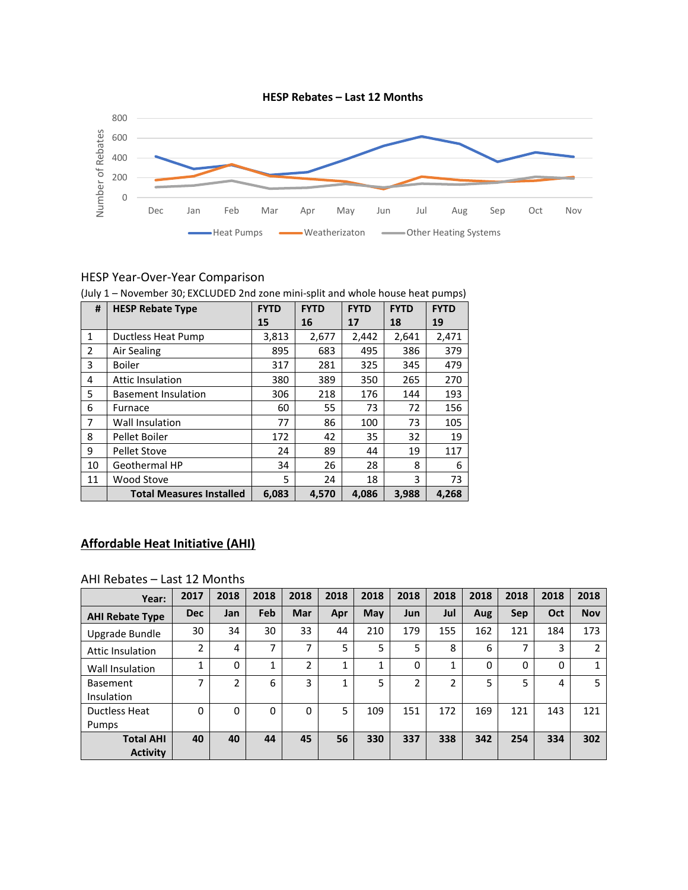**HESP Rebates – Last 12 Months**

HESP Year-Over-Year Comparison

(July 1 – November 30; EXCLUDED 2nd zone mini-split and whole house heat pumps)

| # | HESP Rebate Type | FYTD 15 | FYTD 16 | FYTD 17 | FYTD 18 | FYTD 19 |
|---|---|---|---|---|---|---|
| 1 | Ductless Heat Pump | 3,813 | 2,677 | 2,442 | 2,641 | 2,471 |
| 2 | Air Sealing | 895 | 683 | 495 | 386 | 379 |
| 3 | Boiler | 317 | 281 | 325 | 345 | 479 |
| 4 | Attic Insulation | 380 | 389 | 350 | 265 | 270 |
| 5 | Basement Insulation | 306 | 218 | 176 | 144 | 193 |
| 6 | Furnace | 60 | 55 | 73 | 72 | 156 |
| 7 | Wall Insulation | 77 | 86 | 100 | 73 | 105 |
| 8 | Pellet Boiler | 172 | 42 | 35 | 32 | 19 |
| 9 | Pellet Stove | 24 | 89 | 44 | 19 | 117 |
| 10 | Geothermal HP | 34 | 26 | 28 | 8 | 6 |
| 11 | Wood Stove | 5 | 24 | 18 | 3 | 73 |
| | **Total Measures Installed** | **6,083** | **4,570** | **4,086** | **3,988** | **4,268** |

## Affordable Heat Initiative (AHI)

AHI Rebates – Last 12 Months

| Year: | 2017 | 2018 | 2018 | 2018 | 2018 | 2018 | 2018 | 2018 | 2018 | 2018 | 2018 | 2018 |
|---|---|---|---|---|---|---|---|---|---|---|---|---|
| **AHI Rebate Type** | **Dec** | **Jan** | **Feb** | **Mar** | **Apr** | **May** | **Jun** | **Jul** | **Aug** | **Sep** | **Oct** | **Nov** |
| Upgrade Bundle | 30 | 34 | 30 | 33 | 44 | 210 | 179 | 155 | 162 | 121 | 184 | 173 |
| Attic Insulation | 2 | 4 | 7 | 7 | 5 | 5 | 5 | 8 | 6 | 7 | 3 | 2 |
| Wall Insulation | 1 | 0 | 1 | 2 | 1 | 1 | 0 | 1 | 0 | 0 | 0 | 1 |
| Basement Insulation | 7 | 2 | 6 | 3 | 1 | 5 | 2 | 2 | 5 | 5 | 4 | 5 |
| Ductless Heat Pumps | 0 | 0 | 0 | 0 | 5 | 109 | 151 | 172 | 169 | 121 | 143 | 121 |
| **Total AHI Activity** | **40** | **40** | **44** | **45** | **56** | **330** | **337** | **338** | **342** | **254** | **334** | **302** |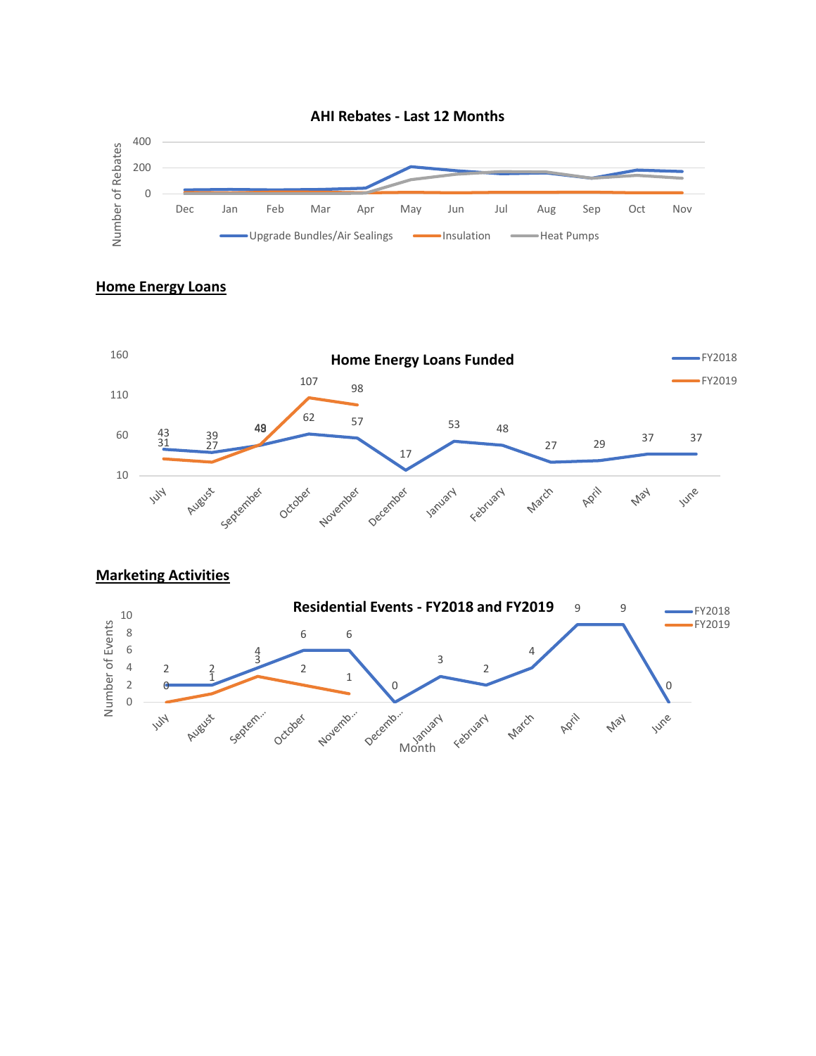AHI Rebates - Last 12 Months

Number of Rebates

400
200
0

Dec Jan Feb Mar Apr May Jun Jul Aug Sep Oct Nov

Upgrade Bundles/Air Sealings   Insulation   Heat Pumps

## Home Energy Loans

Home Energy Loans Funded

FY2018
FY2019

160
110
60
10

43 31 39 27 48 49 107 62 98 57 17 53 48 27 29 37 37

July August September October November December January February March April May June

## Marketing Activities

Residential Events - FY2018 and FY2019

FY2018
FY2019

Number of Events

10
8
6
4
2
0

2 0 2 1 4 3 6 2 6 1 0 3 2 4 9 9 0

July August Septem... October Novemb... Decemb... January February March April May June

Month